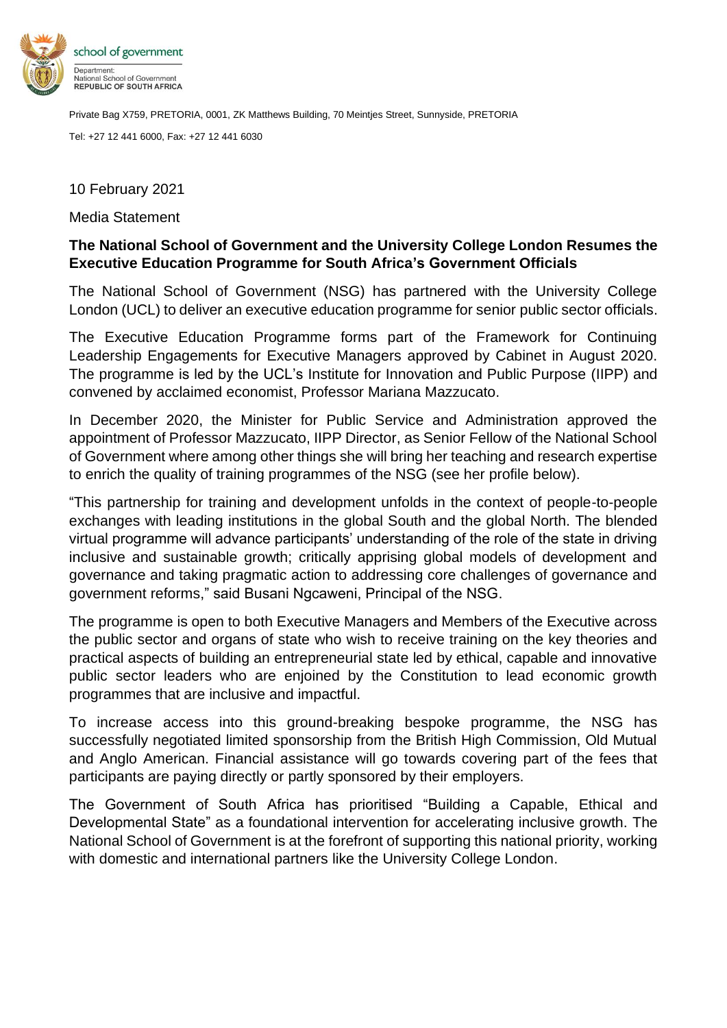school of government

Department:
National School of Government
REPUBLIC OF SOUTH AFRICA

Private Bag X759, PRETORIA, 0001, ZK Matthews Building, 70 Meintjes Street, Sunnyside, PRETORIA

Tel: +27 12 441 6000, Fax: +27 12 441 6030

10 February 2021

Media Statement

**The National School of Government and the University College London Resumes the Executive Education Programme for South Africa's Government Officials**

The National School of Government (NSG) has partnered with the University College London (UCL) to deliver an executive education programme for senior public sector officials.

The Executive Education Programme forms part of the Framework for Continuing Leadership Engagements for Executive Managers approved by Cabinet in August 2020. The programme is led by the UCL's Institute for Innovation and Public Purpose (IIPP) and convened by acclaimed economist, Professor Mariana Mazzucato.

In December 2020, the Minister for Public Service and Administration approved the appointment of Professor Mazzucato, IIPP Director, as Senior Fellow of the National School of Government where among other things she will bring her teaching and research expertise to enrich the quality of training programmes of the NSG (see her profile below).

"This partnership for training and development unfolds in the context of people-to-people exchanges with leading institutions in the global South and the global North. The blended virtual programme will advance participants' understanding of the role of the state in driving inclusive and sustainable growth; critically apprising global models of development and governance and taking pragmatic action to addressing core challenges of governance and government reforms," said Busani Ngcaweni, Principal of the NSG.

The programme is open to both Executive Managers and Members of the Executive across the public sector and organs of state who wish to receive training on the key theories and practical aspects of building an entrepreneurial state led by ethical, capable and innovative public sector leaders who are enjoined by the Constitution to lead economic growth programmes that are inclusive and impactful.

To increase access into this ground-breaking bespoke programme, the NSG has successfully negotiated limited sponsorship from the British High Commission, Old Mutual and Anglo American. Financial assistance will go towards covering part of the fees that participants are paying directly or partly sponsored by their employers.

The Government of South Africa has prioritised "Building a Capable, Ethical and Developmental State" as a foundational intervention for accelerating inclusive growth. The National School of Government is at the forefront of supporting this national priority, working with domestic and international partners like the University College London.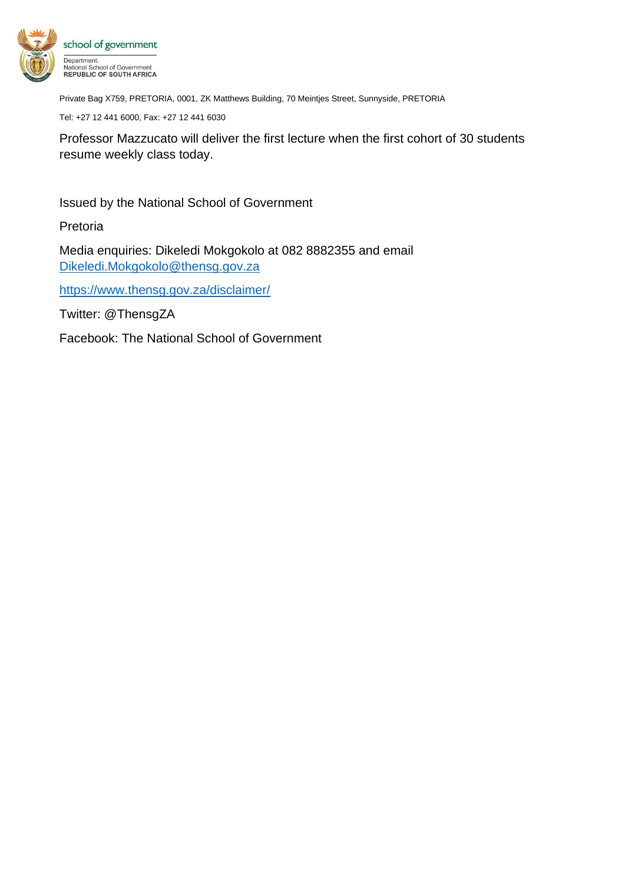Private Bag X759, PRETORIA, 0001, ZK Matthews Building, 70 Meintjes Street, Sunnyside, PRETORIA

Tel: +27 12 441 6000, Fax: +27 12 441 6030

Professor Mazzucato will deliver the first lecture when the first cohort of 30 students resume weekly class today.

Issued by the National School of Government

Pretoria

Media enquiries: Dikeledi Mokgokolo at 082 8882355 and email [Dikeledi.Mokgokolo@thensg.gov.za](mailto:Dikeledi.Mokgokolo@thensg.gov.za)

[https://www.thensg.gov.za/disclaimer/](https://www.thensg.gov.za/disclaimer/)

Twitter: @ThensgZA

Facebook: The National School of Government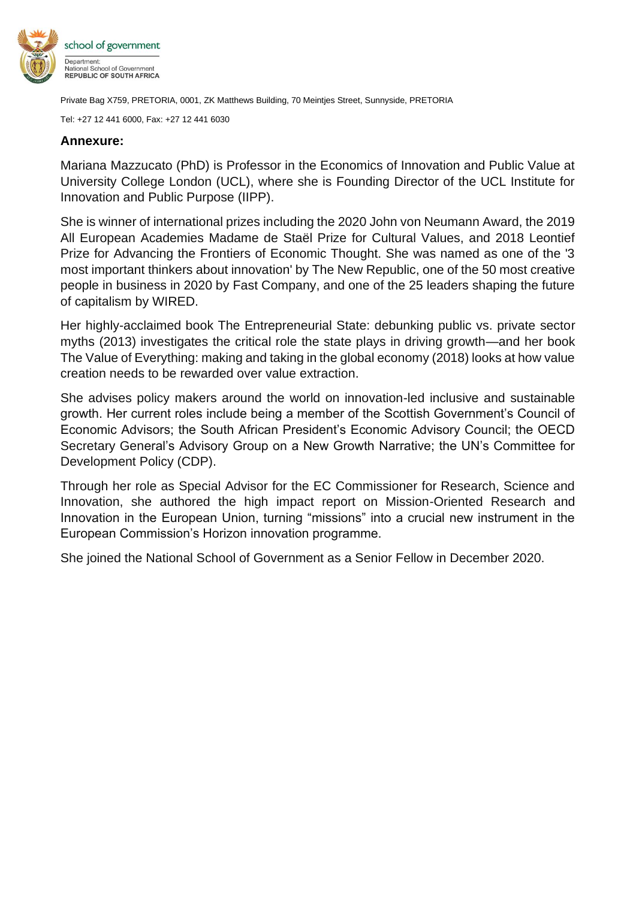school of government

Department:
National School of Government
REPUBLIC OF SOUTH AFRICA

Private Bag X759, PRETORIA, 0001, ZK Matthews Building, 70 Meintjes Street, Sunnyside, PRETORIA

Tel: +27 12 441 6000, Fax: +27 12 441 6030

**Annexure:**

Mariana Mazzucato (PhD) is Professor in the Economics of Innovation and Public Value at University College London (UCL), where she is Founding Director of the UCL Institute for Innovation and Public Purpose (IIPP).

She is winner of international prizes including the 2020 John von Neumann Award, the 2019 All European Academies Madame de Staël Prize for Cultural Values, and 2018 Leontief Prize for Advancing the Frontiers of Economic Thought. She was named as one of the '3 most important thinkers about innovation' by The New Republic, one of the 50 most creative people in business in 2020 by Fast Company, and one of the 25 leaders shaping the future of capitalism by WIRED.

Her highly-acclaimed book The Entrepreneurial State: debunking public vs. private sector myths (2013) investigates the critical role the state plays in driving growth—and her book The Value of Everything: making and taking in the global economy (2018) looks at how value creation needs to be rewarded over value extraction.

She advises policy makers around the world on innovation-led inclusive and sustainable growth. Her current roles include being a member of the Scottish Government's Council of Economic Advisors; the South African President's Economic Advisory Council; the OECD Secretary General's Advisory Group on a New Growth Narrative; the UN's Committee for Development Policy (CDP).

Through her role as Special Advisor for the EC Commissioner for Research, Science and Innovation, she authored the high impact report on Mission-Oriented Research and Innovation in the European Union, turning "missions" into a crucial new instrument in the European Commission's Horizon innovation programme.

She joined the National School of Government as a Senior Fellow in December 2020.